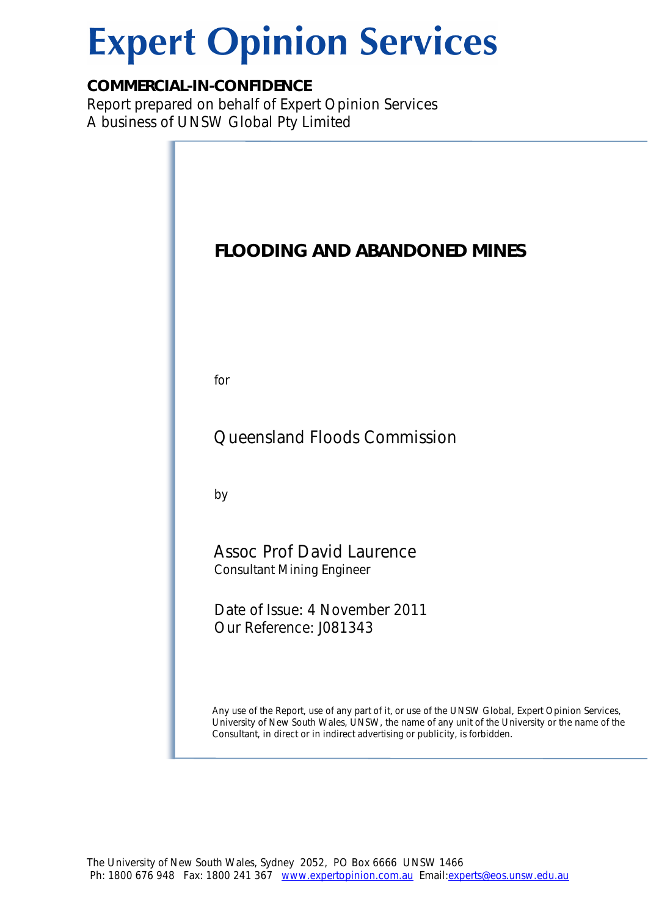# Expert Opinion Services

**COMMERCIAL-IN-CONFIDENCE**

Report prepared on behalf of Expert Opinion Services
A business of UNSW Global Pty Limited

## FLOODING AND ABANDONED MINES

for

Queensland Floods Commission

by

Assoc Prof David Laurence
Consultant Mining Engineer

Date of Issue: 4 November 2011
Our Reference: J081343

*Any use of the Report, use of any part of it, or use of the UNSW Global, Expert Opinion Services, University of New South Wales, UNSW, the name of any unit of the University or the name of the Consultant, in direct or in indirect advertising or publicity, is forbidden.*

The University of New South Wales, Sydney 2052, PO Box 6666 UNSW 1466
Ph: 1800 676 948 Fax: 1800 241 367 www.expertopinion.com.au Email: experts@eos.unsw.edu.au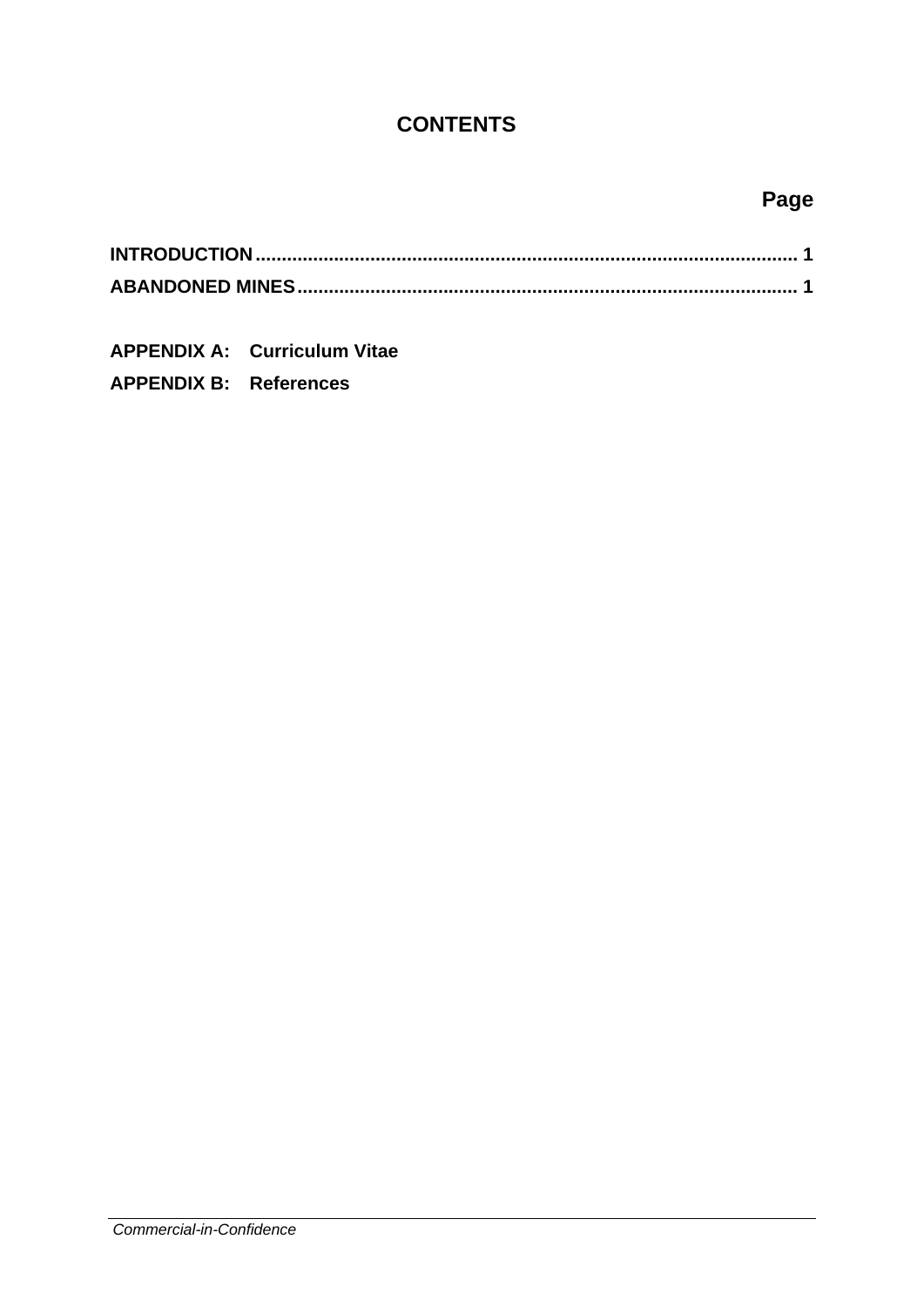# CONTENTS

**Page**

**INTRODUCTION** ........................................................................................................ **1**

**ABANDONED MINES** .................................................................................................. **1**

**APPENDIX A: Curriculum Vitae**

**APPENDIX B: References**

*Commercial-in-Confidence*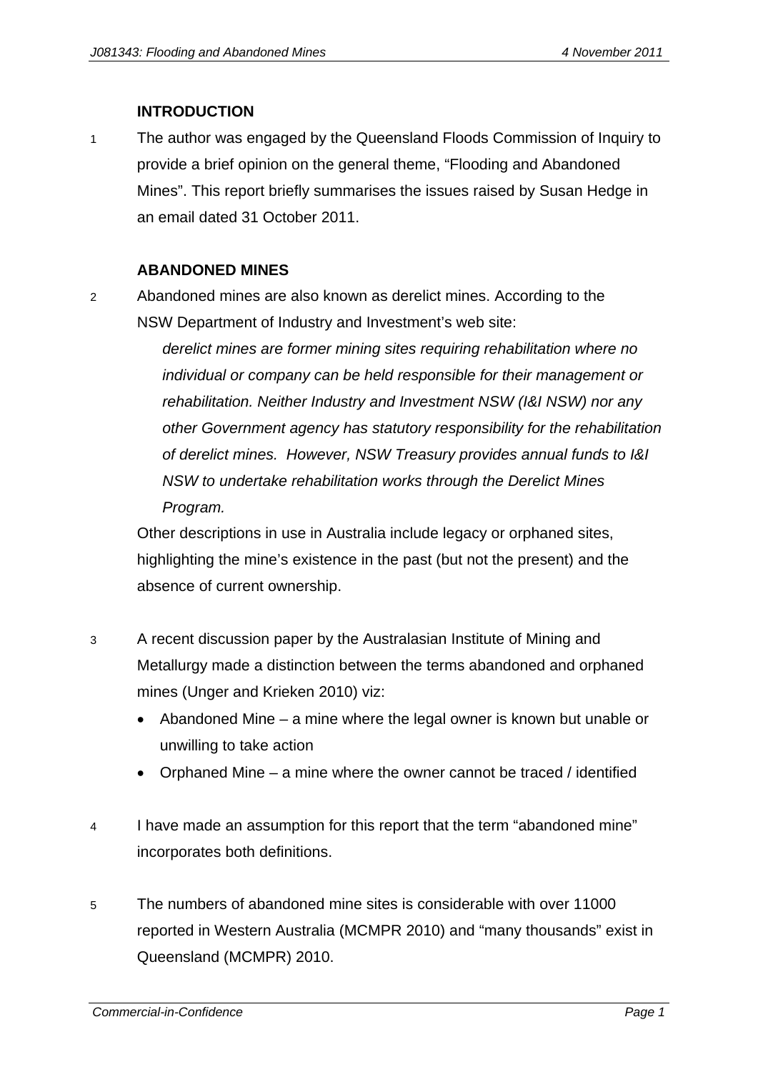## INTRODUCTION

1 The author was engaged by the Queensland Floods Commission of Inquiry to provide a brief opinion on the general theme, "Flooding and Abandoned Mines". This report briefly summarises the issues raised by Susan Hedge in an email dated 31 October 2011.

## ABANDONED MINES

2 Abandoned mines are also known as derelict mines. According to the NSW Department of Industry and Investment's web site:

> *derelict mines are former mining sites requiring rehabilitation where no individual or company can be held responsible for their management or rehabilitation. Neither Industry and Investment NSW (I&I NSW) nor any other Government agency has statutory responsibility for the rehabilitation of derelict mines. However, NSW Treasury provides annual funds to I&I NSW to undertake rehabilitation works through the Derelict Mines Program.*

Other descriptions in use in Australia include legacy or orphaned sites, highlighting the mine's existence in the past (but not the present) and the absence of current ownership.

3 A recent discussion paper by the Australasian Institute of Mining and Metallurgy made a distinction between the terms abandoned and orphaned mines (Unger and Krieken 2010) viz:

- Abandoned Mine – a mine where the legal owner is known but unable or unwilling to take action
- Orphaned Mine – a mine where the owner cannot be traced / identified

4 I have made an assumption for this report that the term "abandoned mine" incorporates both definitions.

5 The numbers of abandoned mine sites is considerable with over 11000 reported in Western Australia (MCMPR 2010) and "many thousands" exist in Queensland (MCMPR) 2010.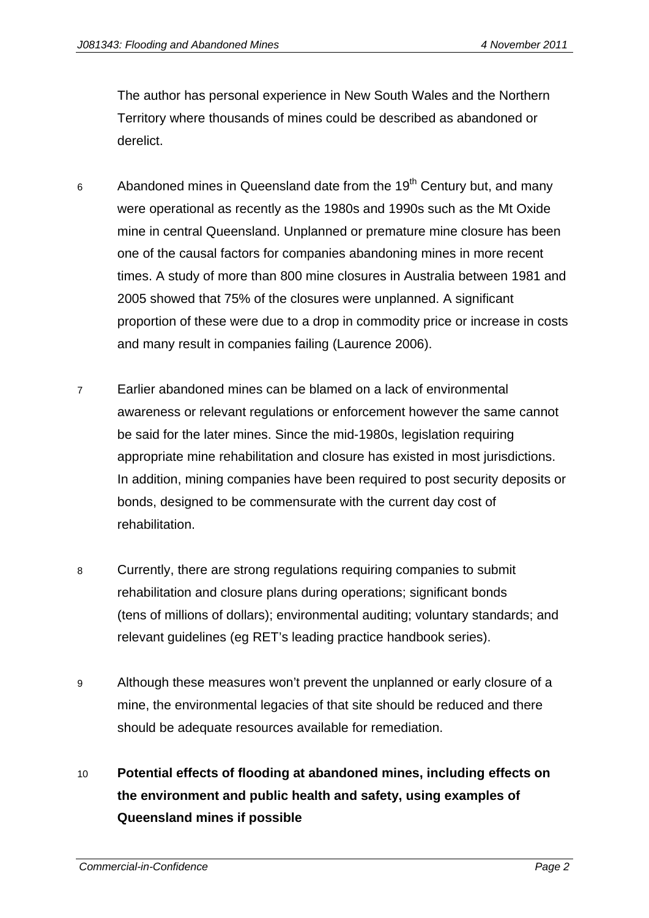The author has personal experience in New South Wales and the Northern Territory where thousands of mines could be described as abandoned or derelict.

6 Abandoned mines in Queensland date from the 19th Century but, and many were operational as recently as the 1980s and 1990s such as the Mt Oxide mine in central Queensland. Unplanned or premature mine closure has been one of the causal factors for companies abandoning mines in more recent times. A study of more than 800 mine closures in Australia between 1981 and 2005 showed that 75% of the closures were unplanned. A significant proportion of these were due to a drop in commodity price or increase in costs and many result in companies failing (Laurence 2006).

7 Earlier abandoned mines can be blamed on a lack of environmental awareness or relevant regulations or enforcement however the same cannot be said for the later mines. Since the mid-1980s, legislation requiring appropriate mine rehabilitation and closure has existed in most jurisdictions. In addition, mining companies have been required to post security deposits or bonds, designed to be commensurate with the current day cost of rehabilitation.

8 Currently, there are strong regulations requiring companies to submit rehabilitation and closure plans during operations; significant bonds (tens of millions of dollars); environmental auditing; voluntary standards; and relevant guidelines (eg RET's leading practice handbook series).

9 Although these measures won't prevent the unplanned or early closure of a mine, the environmental legacies of that site should be reduced and there should be adequate resources available for remediation.

10 **Potential effects of flooding at abandoned mines, including effects on the environment and public health and safety, using examples of Queensland mines if possible**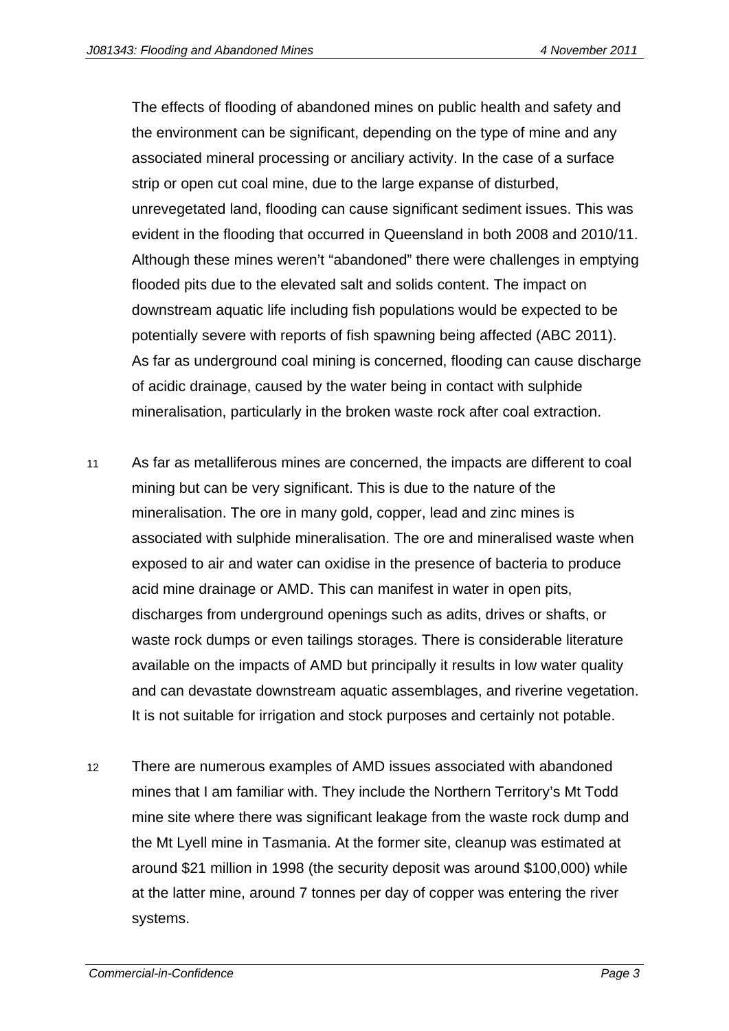The effects of flooding of abandoned mines on public health and safety and the environment can be significant, depending on the type of mine and any associated mineral processing or anciliary activity. In the case of a surface strip or open cut coal mine, due to the large expanse of disturbed, unrevegetated land, flooding can cause significant sediment issues. This was evident in the flooding that occurred in Queensland in both 2008 and 2010/11. Although these mines weren't "abandoned" there were challenges in emptying flooded pits due to the elevated salt and solids content. The impact on downstream aquatic life including fish populations would be expected to be potentially severe with reports of fish spawning being affected (ABC 2011). As far as underground coal mining is concerned, flooding can cause discharge of acidic drainage, caused by the water being in contact with sulphide mineralisation, particularly in the broken waste rock after coal extraction.

11 As far as metalliferous mines are concerned, the impacts are different to coal mining but can be very significant. This is due to the nature of the mineralisation. The ore in many gold, copper, lead and zinc mines is associated with sulphide mineralisation. The ore and mineralised waste when exposed to air and water can oxidise in the presence of bacteria to produce acid mine drainage or AMD. This can manifest in water in open pits, discharges from underground openings such as adits, drives or shafts, or waste rock dumps or even tailings storages. There is considerable literature available on the impacts of AMD but principally it results in low water quality and can devastate downstream aquatic assemblages, and riverine vegetation. It is not suitable for irrigation and stock purposes and certainly not potable.

12 There are numerous examples of AMD issues associated with abandoned mines that I am familiar with. They include the Northern Territory's Mt Todd mine site where there was significant leakage from the waste rock dump and the Mt Lyell mine in Tasmania. At the former site, cleanup was estimated at around $21 million in 1998 (the security deposit was around $100,000) while at the latter mine, around 7 tonnes per day of copper was entering the river systems.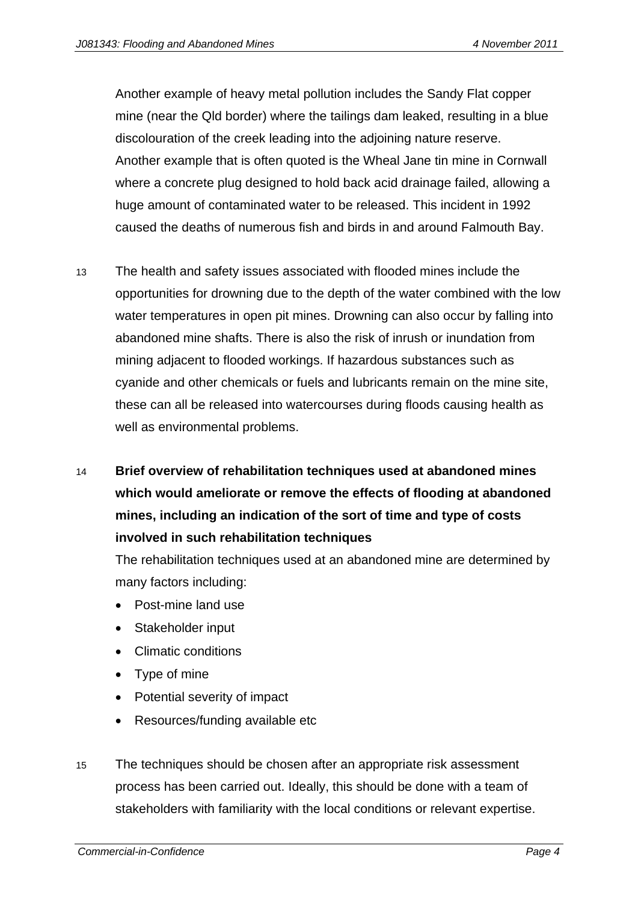Another example of heavy metal pollution includes the Sandy Flat copper mine (near the Qld border) where the tailings dam leaked, resulting in a blue discolouration of the creek leading into the adjoining nature reserve. Another example that is often quoted is the Wheal Jane tin mine in Cornwall where a concrete plug designed to hold back acid drainage failed, allowing a huge amount of contaminated water to be released. This incident in 1992 caused the deaths of numerous fish and birds in and around Falmouth Bay.

13 The health and safety issues associated with flooded mines include the opportunities for drowning due to the depth of the water combined with the low water temperatures in open pit mines. Drowning can also occur by falling into abandoned mine shafts. There is also the risk of inrush or inundation from mining adjacent to flooded workings. If hazardous substances such as cyanide and other chemicals or fuels and lubricants remain on the mine site, these can all be released into watercourses during floods causing health as well as environmental problems.

14 **Brief overview of rehabilitation techniques used at abandoned mines which would ameliorate or remove the effects of flooding at abandoned mines, including an indication of the sort of time and type of costs involved in such rehabilitation techniques**

The rehabilitation techniques used at an abandoned mine are determined by many factors including:

- Post-mine land use
- Stakeholder input
- Climatic conditions
- Type of mine
- Potential severity of impact
- Resources/funding available etc

15 The techniques should be chosen after an appropriate risk assessment process has been carried out. Ideally, this should be done with a team of stakeholders with familiarity with the local conditions or relevant expertise.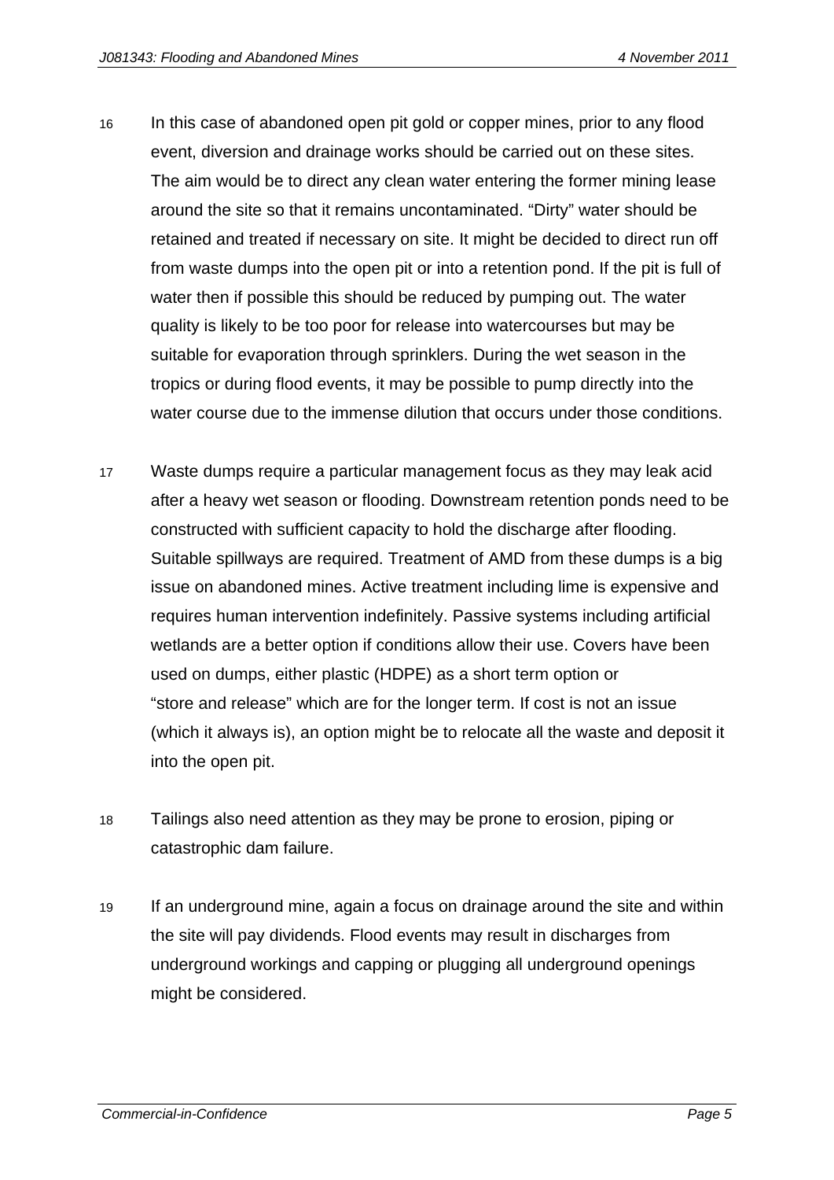16 In this case of abandoned open pit gold or copper mines, prior to any flood event, diversion and drainage works should be carried out on these sites. The aim would be to direct any clean water entering the former mining lease around the site so that it remains uncontaminated. "Dirty" water should be retained and treated if necessary on site. It might be decided to direct run off from waste dumps into the open pit or into a retention pond. If the pit is full of water then if possible this should be reduced by pumping out. The water quality is likely to be too poor for release into watercourses but may be suitable for evaporation through sprinklers. During the wet season in the tropics or during flood events, it may be possible to pump directly into the water course due to the immense dilution that occurs under those conditions.

17 Waste dumps require a particular management focus as they may leak acid after a heavy wet season or flooding. Downstream retention ponds need to be constructed with sufficient capacity to hold the discharge after flooding. Suitable spillways are required. Treatment of AMD from these dumps is a big issue on abandoned mines. Active treatment including lime is expensive and requires human intervention indefinitely. Passive systems including artificial wetlands are a better option if conditions allow their use. Covers have been used on dumps, either plastic (HDPE) as a short term option or "store and release" which are for the longer term. If cost is not an issue (which it always is), an option might be to relocate all the waste and deposit it into the open pit.

18 Tailings also need attention as they may be prone to erosion, piping or catastrophic dam failure.

19 If an underground mine, again a focus on drainage around the site and within the site will pay dividends. Flood events may result in discharges from underground workings and capping or plugging all underground openings might be considered.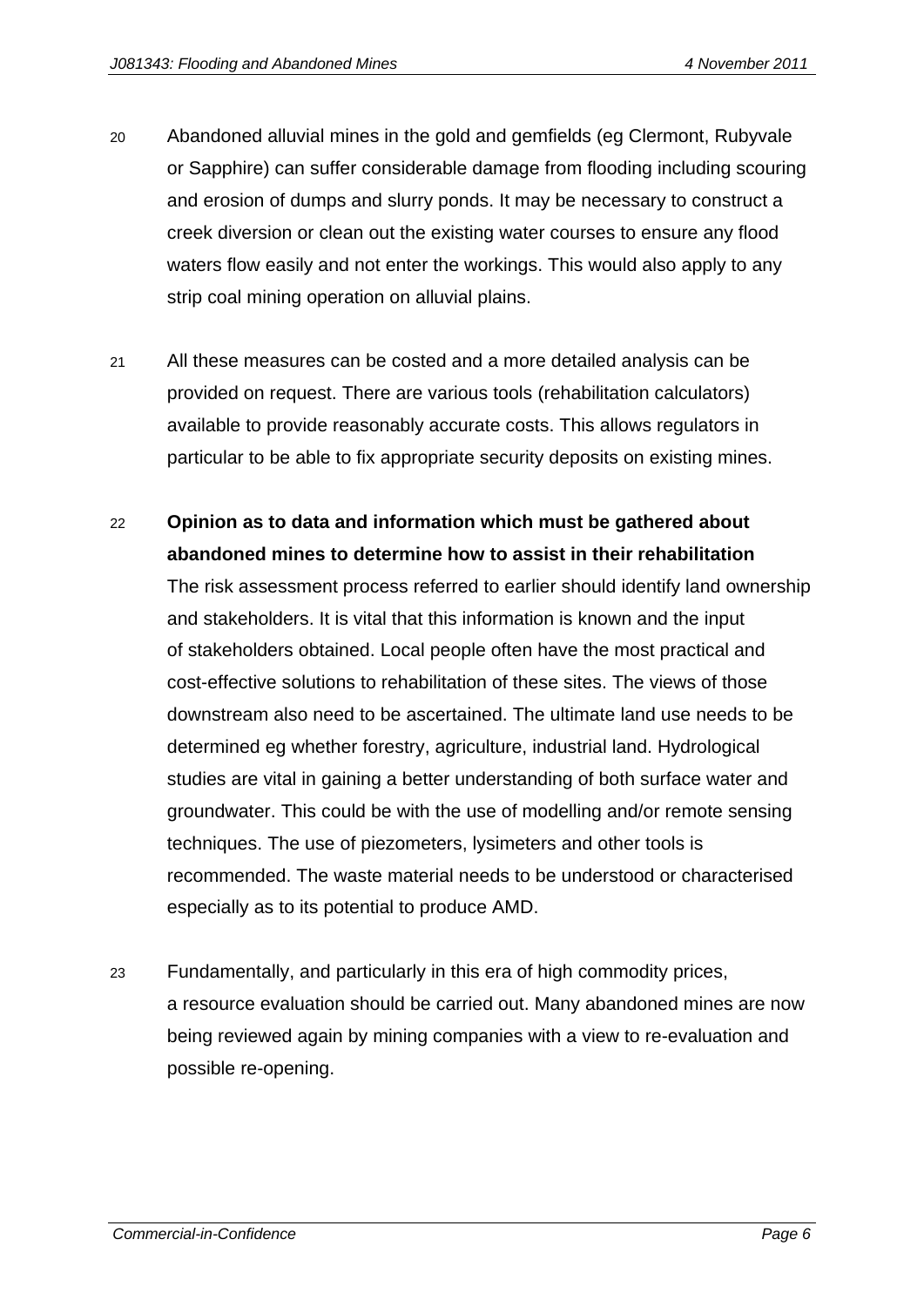20 Abandoned alluvial mines in the gold and gemfields (eg Clermont, Rubyvale or Sapphire) can suffer considerable damage from flooding including scouring and erosion of dumps and slurry ponds. It may be necessary to construct a creek diversion or clean out the existing water courses to ensure any flood waters flow easily and not enter the workings. This would also apply to any strip coal mining operation on alluvial plains.

21 All these measures can be costed and a more detailed analysis can be provided on request. There are various tools (rehabilitation calculators) available to provide reasonably accurate costs. This allows regulators in particular to be able to fix appropriate security deposits on existing mines.

22 **Opinion as to data and information which must be gathered about abandoned mines to determine how to assist in their rehabilitation**
The risk assessment process referred to earlier should identify land ownership and stakeholders. It is vital that this information is known and the input of stakeholders obtained. Local people often have the most practical and cost-effective solutions to rehabilitation of these sites. The views of those downstream also need to be ascertained. The ultimate land use needs to be determined eg whether forestry, agriculture, industrial land. Hydrological studies are vital in gaining a better understanding of both surface water and groundwater. This could be with the use of modelling and/or remote sensing techniques. The use of piezometers, lysimeters and other tools is recommended. The waste material needs to be understood or characterised especially as to its potential to produce AMD.

23 Fundamentally, and particularly in this era of high commodity prices, a resource evaluation should be carried out. Many abandoned mines are now being reviewed again by mining companies with a view to re-evaluation and possible re-opening.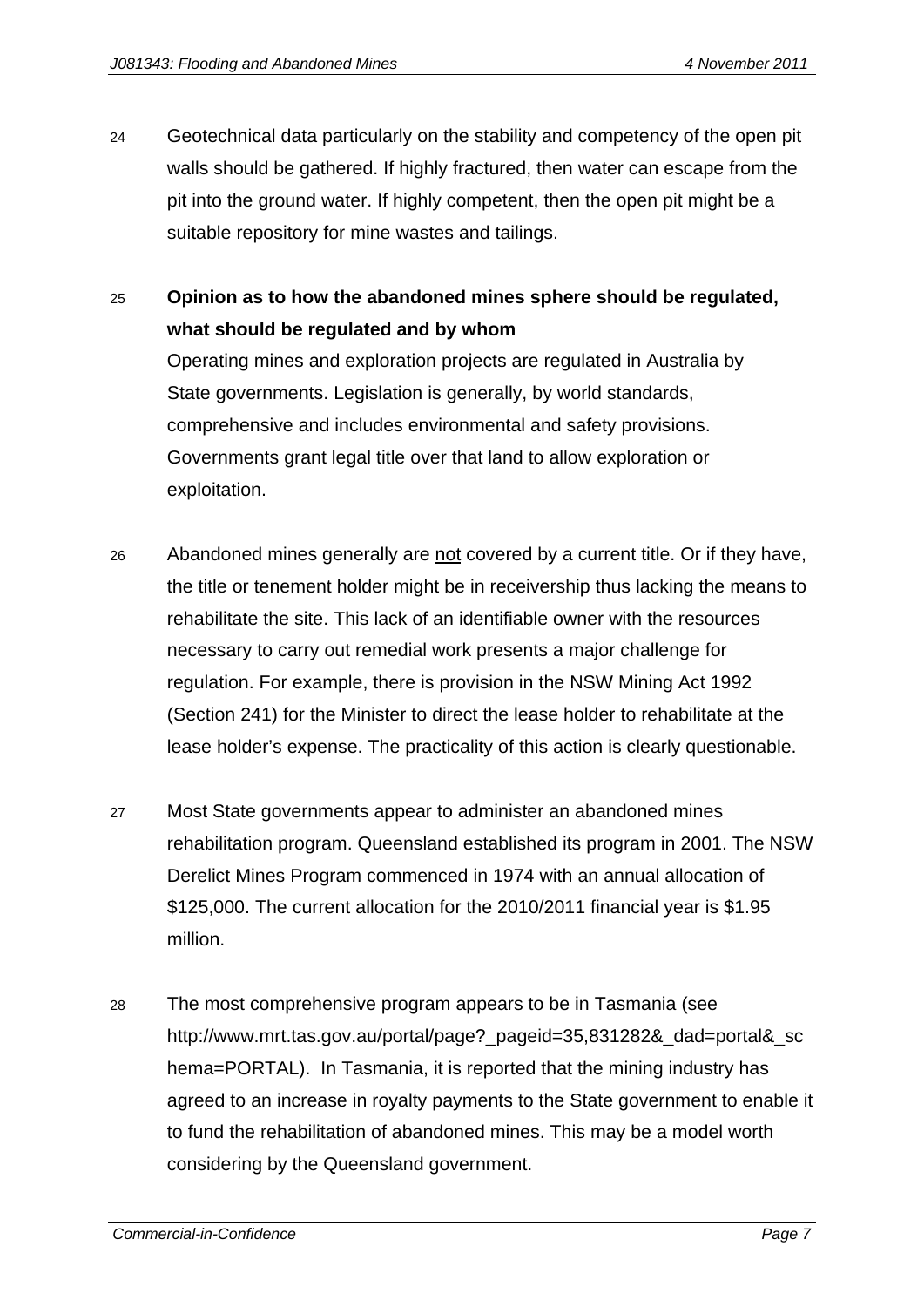24 Geotechnical data particularly on the stability and competency of the open pit walls should be gathered. If highly fractured, then water can escape from the pit into the ground water. If highly competent, then the open pit might be a suitable repository for mine wastes and tailings.

25 **Opinion as to how the abandoned mines sphere should be regulated, what should be regulated and by whom**

Operating mines and exploration projects are regulated in Australia by State governments. Legislation is generally, by world standards, comprehensive and includes environmental and safety provisions. Governments grant legal title over that land to allow exploration or exploitation.

26 Abandoned mines generally are <u>not</u> covered by a current title. Or if they have, the title or tenement holder might be in receivership thus lacking the means to rehabilitate the site. This lack of an identifiable owner with the resources necessary to carry out remedial work presents a major challenge for regulation. For example, there is provision in the NSW Mining Act 1992 (Section 241) for the Minister to direct the lease holder to rehabilitate at the lease holder's expense. The practicality of this action is clearly questionable.

27 Most State governments appear to administer an abandoned mines rehabilitation program. Queensland established its program in 2001. The NSW Derelict Mines Program commenced in 1974 with an annual allocation of $125,000. The current allocation for the 2010/2011 financial year is $1.95 million.

28 The most comprehensive program appears to be in Tasmania (see http://www.mrt.tas.gov.au/portal/page?_pageid=35,831282&_dad=portal&_schema=PORTAL). In Tasmania, it is reported that the mining industry has agreed to an increase in royalty payments to the State government to enable it to fund the rehabilitation of abandoned mines. This may be a model worth considering by the Queensland government.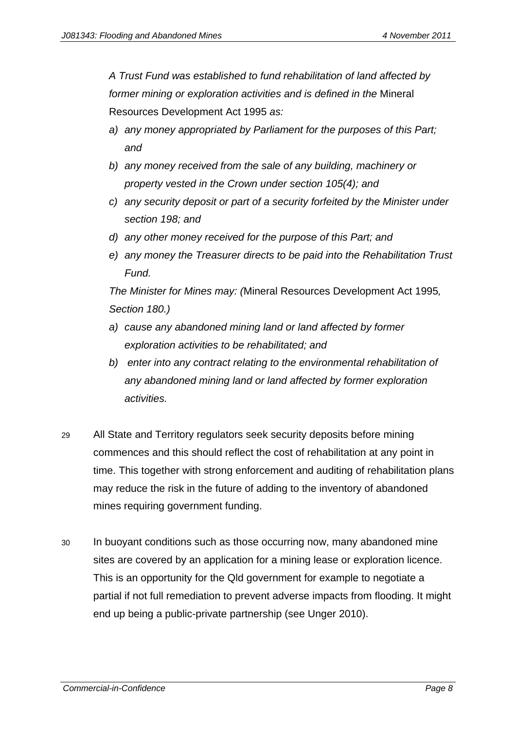*A Trust Fund was established to fund rehabilitation of land affected by former mining or exploration activities and is defined in the* Mineral Resources Development Act 1995 *as:*

*a) any money appropriated by Parliament for the purposes of this Part; and*

*b) any money received from the sale of any building, machinery or property vested in the Crown under section 105(4); and*

*c) any security deposit or part of a security forfeited by the Minister under section 198; and*

*d) any other money received for the purpose of this Part; and*

*e) any money the Treasurer directs to be paid into the Rehabilitation Trust Fund.*

*The Minister for Mines may: (*Mineral Resources Development Act 1995*, Section 180.)*

*a) cause any abandoned mining land or land affected by former exploration activities to be rehabilitated; and*

*b) enter into any contract relating to the environmental rehabilitation of any abandoned mining land or land affected by former exploration activities.*

29 All State and Territory regulators seek security deposits before mining commences and this should reflect the cost of rehabilitation at any point in time. This together with strong enforcement and auditing of rehabilitation plans may reduce the risk in the future of adding to the inventory of abandoned mines requiring government funding.

30 In buoyant conditions such as those occurring now, many abandoned mine sites are covered by an application for a mining lease or exploration licence. This is an opportunity for the Qld government for example to negotiate a partial if not full remediation to prevent adverse impacts from flooding. It might end up being a public-private partnership (see Unger 2010).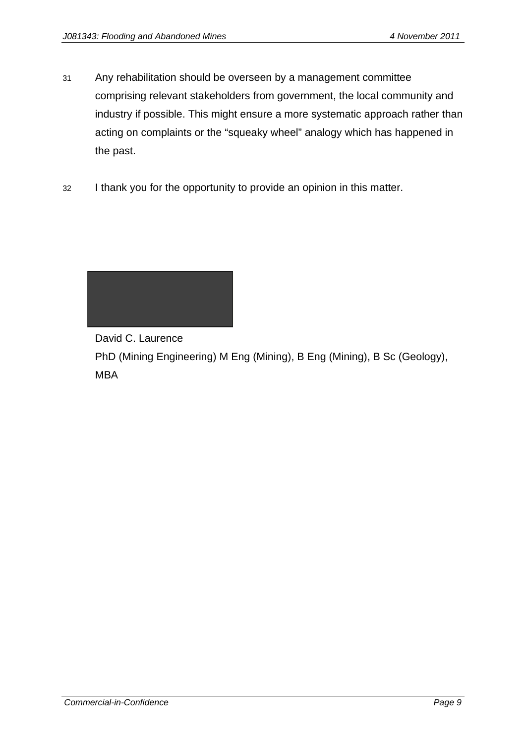31 Any rehabilitation should be overseen by a management committee comprising relevant stakeholders from government, the local community and industry if possible. This might ensure a more systematic approach rather than acting on complaints or the "squeaky wheel" analogy which has happened in the past.

32 I thank you for the opportunity to provide an opinion in this matter.

David C. Laurence
PhD (Mining Engineering) M Eng (Mining), B Eng (Mining), B Sc (Geology), MBA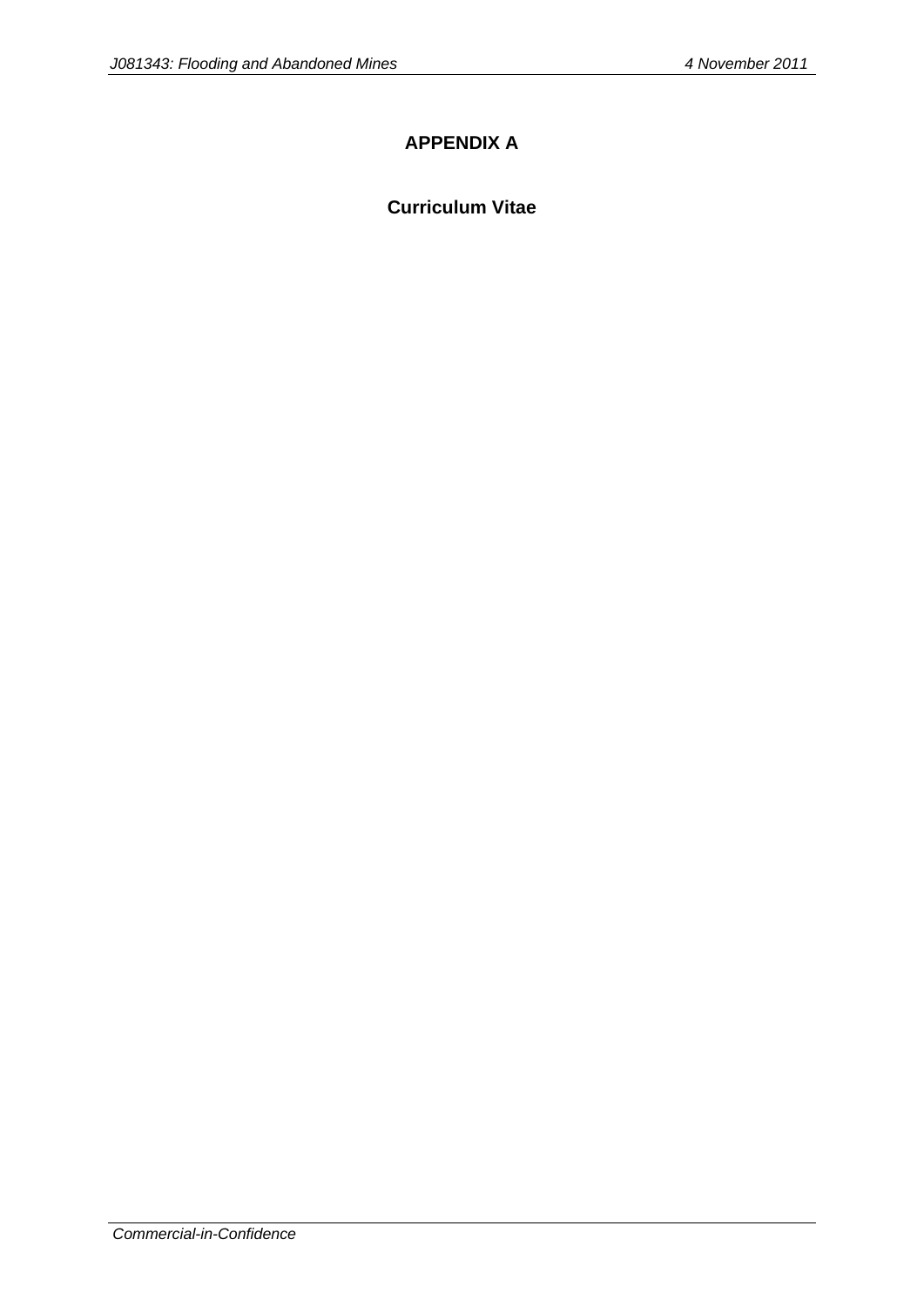# APPENDIX A

## Curriculum Vitae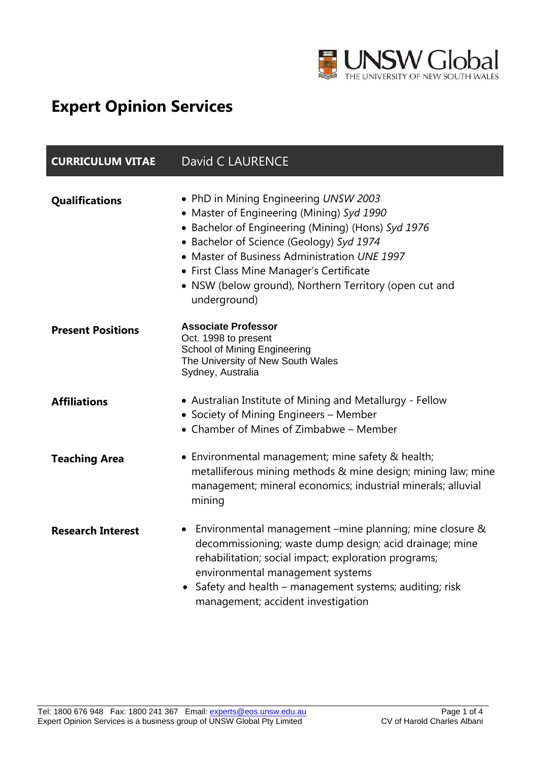# Expert Opinion Services

| **CURRICULUM VITAE** | David C LAURENCE |
|---|---|

**Qualifications**

- PhD in Mining Engineering *UNSW 2003*
- Master of Engineering (Mining) *Syd 1990*
- Bachelor of Engineering (Mining) (Hons) *Syd 1976*
- Bachelor of Science (Geology) *Syd 1974*
- Master of Business Administration *UNE 1997*
- First Class Mine Manager's Certificate
- NSW (below ground), Northern Territory (open cut and underground)

**Present Positions**

**Associate Professor**
Oct. 1998 to present
School of Mining Engineering
The University of New South Wales
Sydney, Australia

**Affiliations**

- Australian Institute of Mining and Metallurgy - Fellow
- Society of Mining Engineers – Member
- Chamber of Mines of Zimbabwe – Member

**Teaching Area**

- Environmental management; mine safety & health; metalliferous mining methods & mine design; mining law; mine management; mineral economics; industrial minerals; alluvial mining

**Research Interest**

- Environmental management –mine planning; mine closure & decommissioning; waste dump design; acid drainage; mine rehabilitation; social impact; exploration programs; environmental management systems
- Safety and health – management systems; auditing; risk management; accident investigation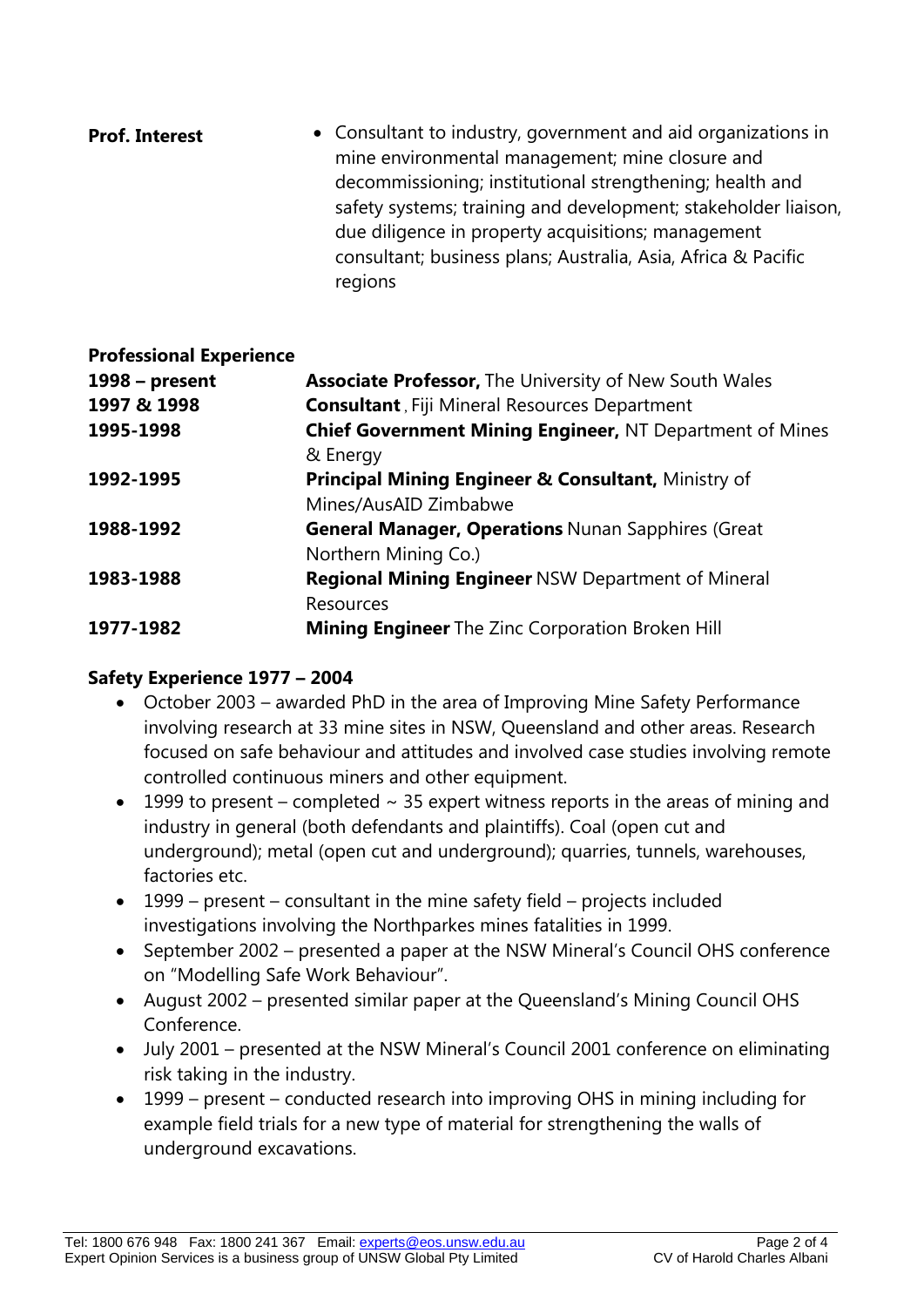**Prof. Interest**

- Consultant to industry, government and aid organizations in mine environmental management; mine closure and decommissioning; institutional strengthening; health and safety systems; training and development; stakeholder liaison, due diligence in property acquisitions; management consultant; business plans; Australia, Asia, Africa & Pacific regions

**Professional Experience**

| | |
|---|---|
| **1998 – present** | **Associate Professor,** The University of New South Wales |
| **1997 & 1998** | **Consultant**, Fiji Mineral Resources Department |
| **1995-1998** | **Chief Government Mining Engineer,** NT Department of Mines & Energy |
| **1992-1995** | **Principal Mining Engineer & Consultant,** Ministry of Mines/AusAID Zimbabwe |
| **1988-1992** | **General Manager, Operations** Nunan Sapphires (Great Northern Mining Co.) |
| **1983-1988** | **Regional Mining Engineer** NSW Department of Mineral Resources |
| **1977-1982** | **Mining Engineer** The Zinc Corporation Broken Hill |

**Safety Experience 1977 – 2004**

- October 2003 – awarded PhD in the area of Improving Mine Safety Performance involving research at 33 mine sites in NSW, Queensland and other areas. Research focused on safe behaviour and attitudes and involved case studies involving remote controlled continuous miners and other equipment.
- 1999 to present – completed ~ 35 expert witness reports in the areas of mining and industry in general (both defendants and plaintiffs). Coal (open cut and underground); metal (open cut and underground); quarries, tunnels, warehouses, factories etc.
- 1999 – present – consultant in the mine safety field – projects included investigations involving the Northparkes mines fatalities in 1999.
- September 2002 – presented a paper at the NSW Mineral's Council OHS conference on "Modelling Safe Work Behaviour".
- August 2002 – presented similar paper at the Queensland's Mining Council OHS Conference.
- July 2001 – presented at the NSW Mineral's Council 2001 conference on eliminating risk taking in the industry.
- 1999 – present – conducted research into improving OHS in mining including for example field trials for a new type of material for strengthening the walls of underground excavations.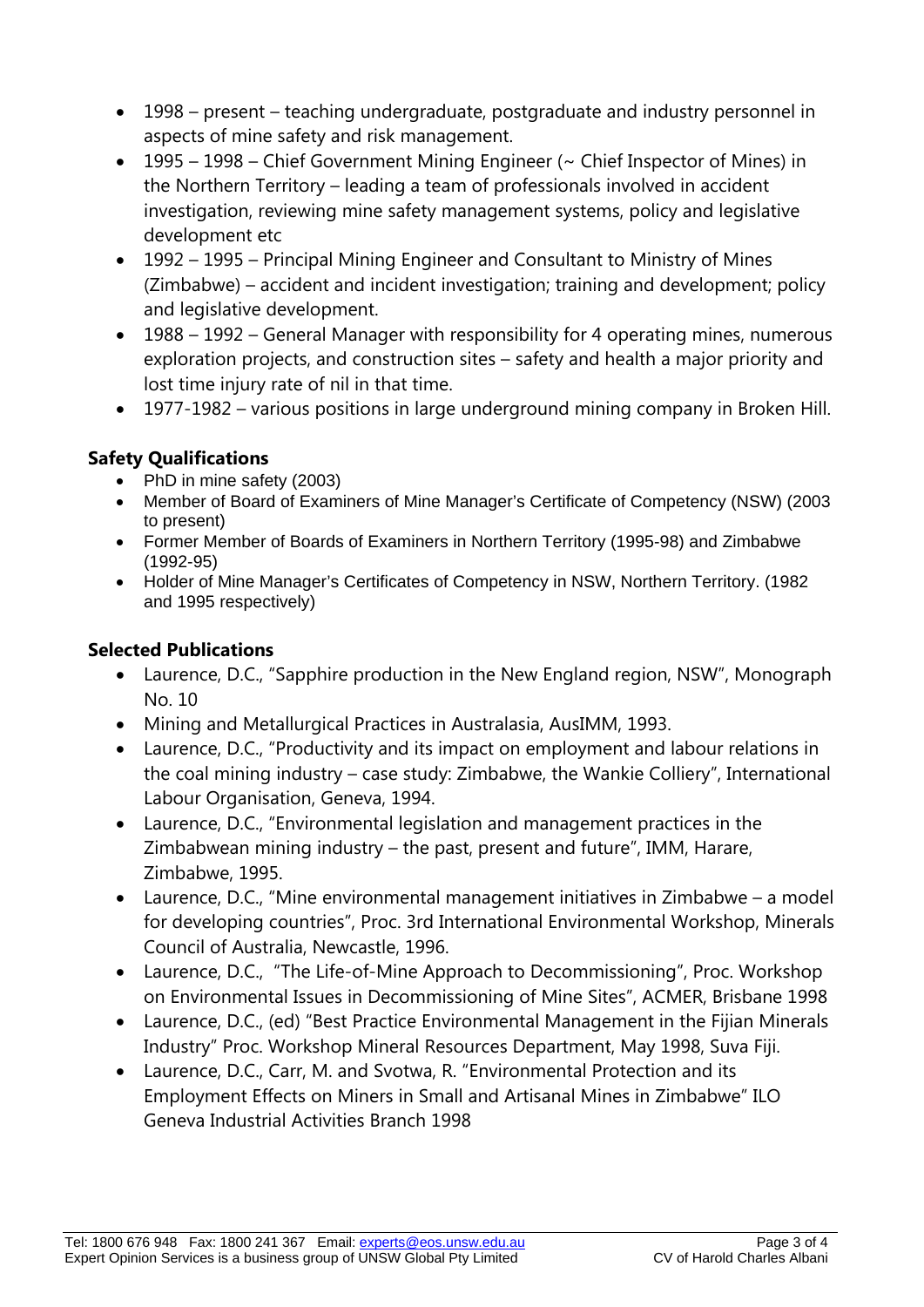- 1998 – present – teaching undergraduate, postgraduate and industry personnel in aspects of mine safety and risk management.
- 1995 – 1998 – Chief Government Mining Engineer (~ Chief Inspector of Mines) in the Northern Territory – leading a team of professionals involved in accident investigation, reviewing mine safety management systems, policy and legislative development etc
- 1992 – 1995 – Principal Mining Engineer and Consultant to Ministry of Mines (Zimbabwe) – accident and incident investigation; training and development; policy and legislative development.
- 1988 – 1992 – General Manager with responsibility for 4 operating mines, numerous exploration projects, and construction sites – safety and health a major priority and lost time injury rate of nil in that time.
- 1977-1982 – various positions in large underground mining company in Broken Hill.

## Safety Qualifications

- PhD in mine safety (2003)
- Member of Board of Examiners of Mine Manager's Certificate of Competency (NSW) (2003 to present)
- Former Member of Boards of Examiners in Northern Territory (1995-98) and Zimbabwe (1992-95)
- Holder of Mine Manager's Certificates of Competency in NSW, Northern Territory. (1982 and 1995 respectively)

## Selected Publications

- Laurence, D.C., "Sapphire production in the New England region, NSW", Monograph No. 10
- Mining and Metallurgical Practices in Australasia, AusIMM, 1993.
- Laurence, D.C., "Productivity and its impact on employment and labour relations in the coal mining industry – case study: Zimbabwe, the Wankie Colliery", International Labour Organisation, Geneva, 1994.
- Laurence, D.C., "Environmental legislation and management practices in the Zimbabwean mining industry – the past, present and future", IMM, Harare, Zimbabwe, 1995.
- Laurence, D.C., "Mine environmental management initiatives in Zimbabwe – a model for developing countries", Proc. 3rd International Environmental Workshop, Minerals Council of Australia, Newcastle, 1996.
- Laurence, D.C., "The Life-of-Mine Approach to Decommissioning", Proc. Workshop on Environmental Issues in Decommissioning of Mine Sites", ACMER, Brisbane 1998
- Laurence, D.C., (ed) "Best Practice Environmental Management in the Fijian Minerals Industry" Proc. Workshop Mineral Resources Department, May 1998, Suva Fiji.
- Laurence, D.C., Carr, M. and Svotwa, R. "Environmental Protection and its Employment Effects on Miners in Small and Artisanal Mines in Zimbabwe" ILO Geneva Industrial Activities Branch 1998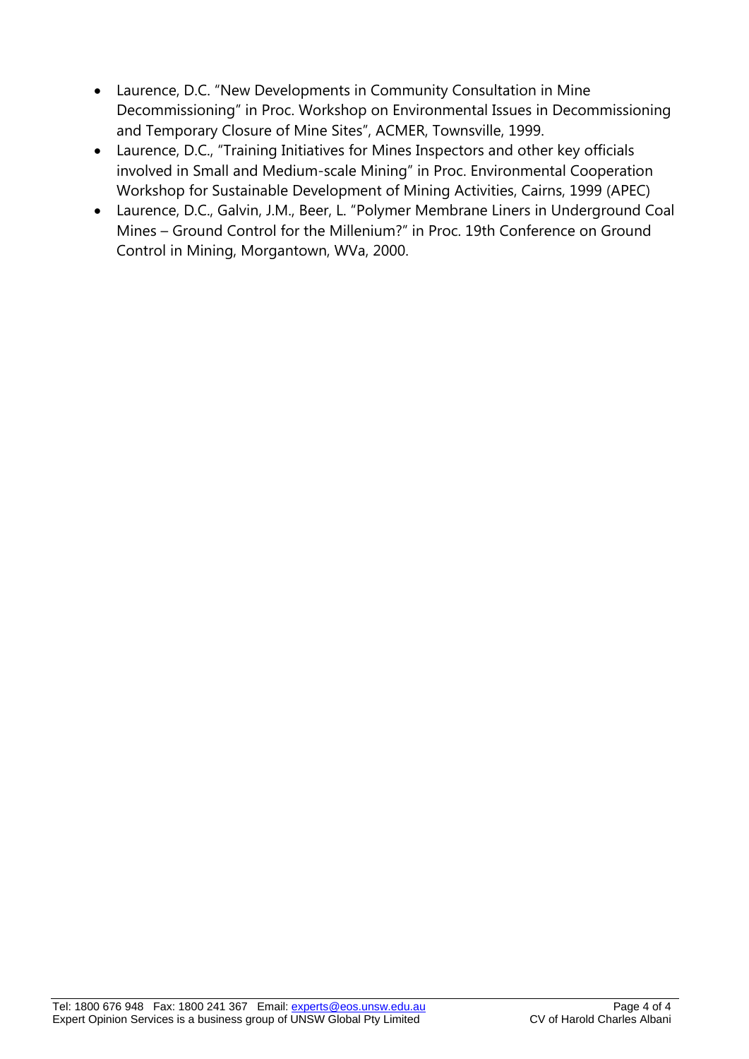- Laurence, D.C. "New Developments in Community Consultation in Mine Decommissioning" in Proc. Workshop on Environmental Issues in Decommissioning and Temporary Closure of Mine Sites", ACMER, Townsville, 1999.
- Laurence, D.C., "Training Initiatives for Mines Inspectors and other key officials involved in Small and Medium-scale Mining" in Proc. Environmental Cooperation Workshop for Sustainable Development of Mining Activities, Cairns, 1999 (APEC)
- Laurence, D.C., Galvin, J.M., Beer, L. "Polymer Membrane Liners in Underground Coal Mines – Ground Control for the Millenium?" in Proc. 19th Conference on Ground Control in Mining, Morgantown, WVa, 2000.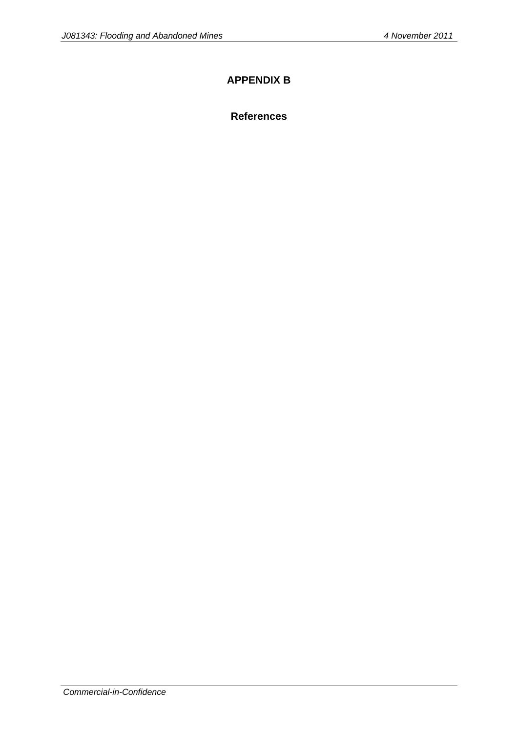# APPENDIX B

## References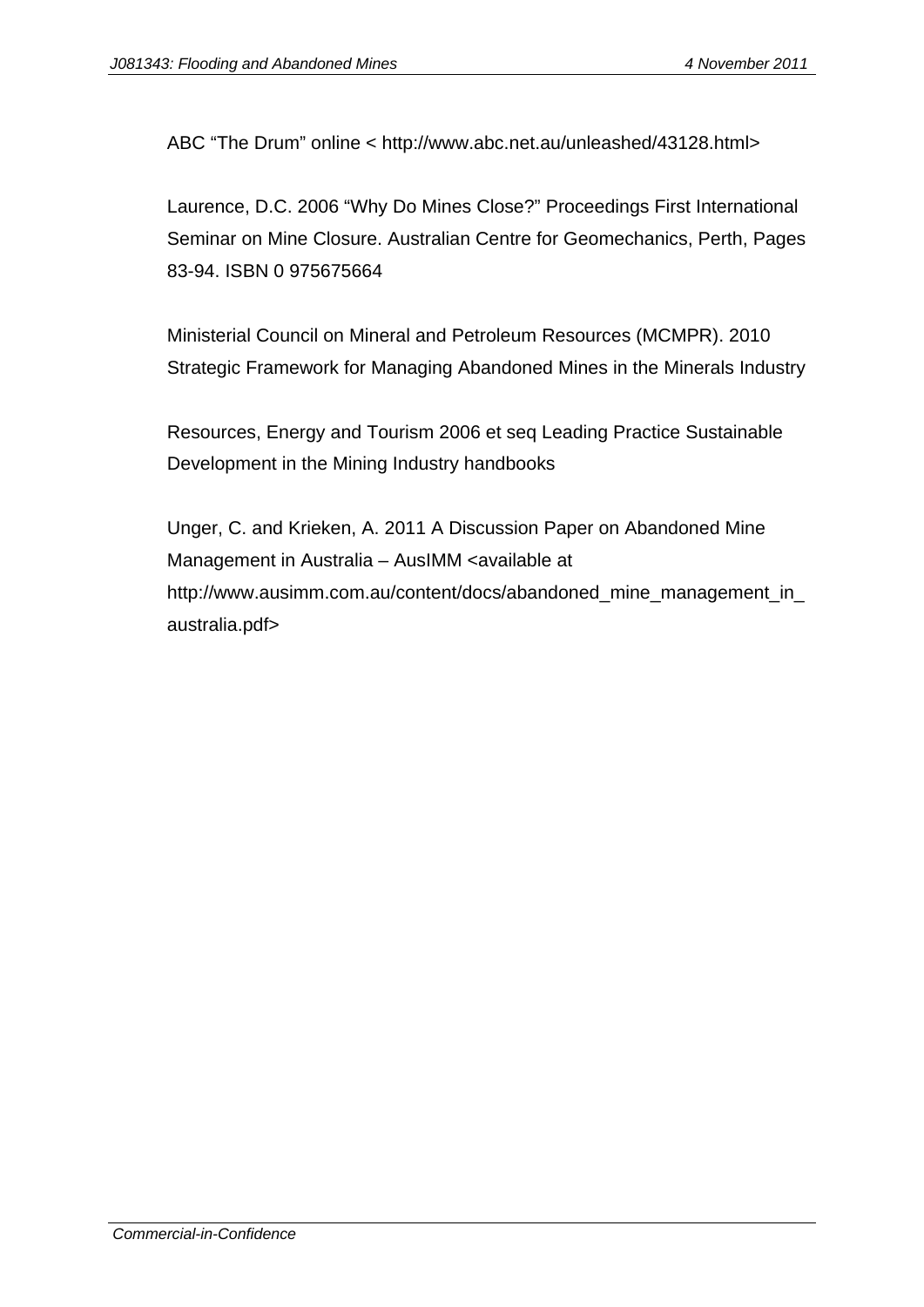ABC “The Drum” online < http://www.abc.net.au/unleashed/43128.html>

Laurence, D.C. 2006 “Why Do Mines Close?” Proceedings First International Seminar on Mine Closure. Australian Centre for Geomechanics, Perth, Pages 83-94. ISBN 0 975675664

Ministerial Council on Mineral and Petroleum Resources (MCMPR). 2010 Strategic Framework for Managing Abandoned Mines in the Minerals Industry

Resources, Energy and Tourism 2006 et seq Leading Practice Sustainable Development in the Mining Industry handbooks

Unger, C. and Krieken, A. 2011 A Discussion Paper on Abandoned Mine Management in Australia – AusIMM <available at http://www.ausimm.com.au/content/docs/abandoned_mine_management_in_australia.pdf>